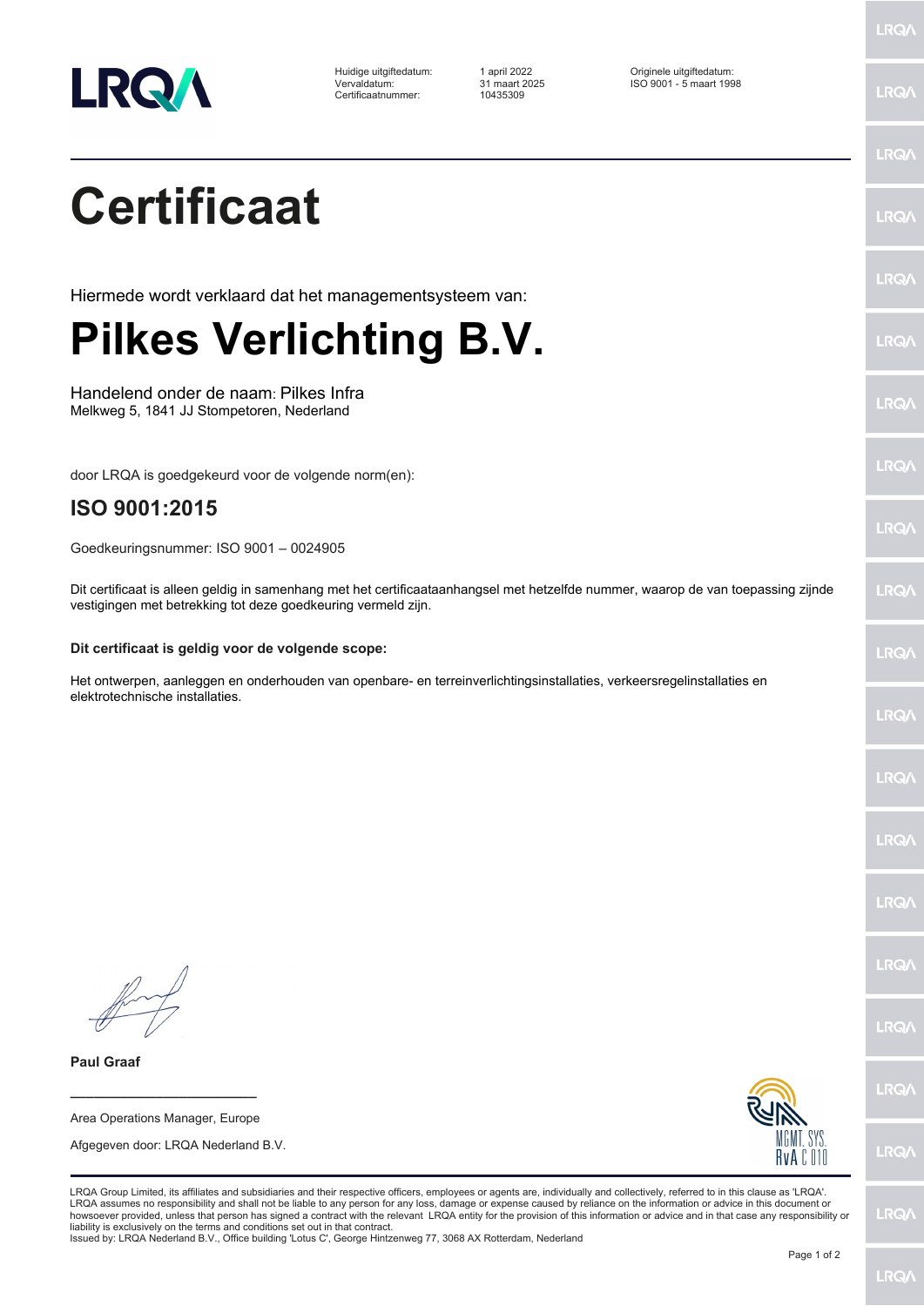| Huidige uitgiftedatum: | 1 april 2022 | Originele uitgiftedatum: |
| --- | --- | --- |
| Vervaldatum: | 31 maart 2025 | ISO 9001 - 5 maart 1998 |
| Certificaatnummer: | 10435309 | |

# Certificaat

Hiermede wordt verklaard dat het managementsysteem van:

# Pilkes Verlichting B.V.

Handelend onder de naam: Pilkes Infra
Melkweg 5, 1841 JJ Stompetoren, Nederland

door LRQA is goedgekeurd voor de volgende norm(en):

## ISO 9001:2015

Goedkeuringsnummer: ISO 9001 – 0024905

Dit certificaat is alleen geldig in samenhang met het certificaataanhangsel met hetzelfde nummer, waarop de van toepassing zijnde vestigingen met betrekking tot deze goedkeuring vermeld zijn.

**Dit certificaat is geldig voor de volgende scope:**

Het ontwerpen, aanleggen en onderhouden van openbare- en terreinverlichtingsinstallaties, verkeersregelinstallaties en elektrotechnische installaties.

**Paul Graaf**

Area Operations Manager, Europe

Afgegeven door: LRQA Nederland B.V.

MGMT. SYS.
RvA C 010

LRQA Group Limited, its affiliates and subsidiaries and their respective officers, employees or agents are, individually and collectively, referred to in this clause as 'LRQA'. LRQA assumes no responsibility and shall not be liable to any person for any loss, damage or expense caused by reliance on the information or advice in this document or howsoever provided, unless that person has signed a contract with the relevant LRQA entity for the provision of this information or advice and in that case any responsibility or liability is exclusively on the terms and conditions set out in that contract.
Issued by: LRQA Nederland B.V., Office building 'Lotus C', George Hintzenweg 77, 3068 AX Rotterdam, Nederland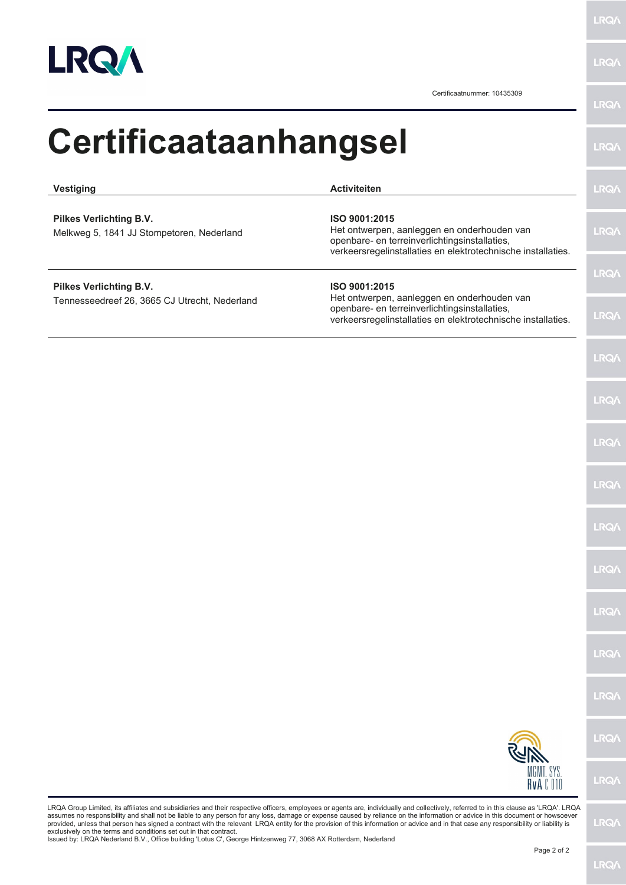Certificaatnummer: 10435309

# Certificaataanhangsel

| Vestiging | Activiteiten |
|---|---|
| **Pilkes Verlichting B.V.**<br>Melkweg 5, 1841 JJ Stompetoren, Nederland | **ISO 9001:2015**<br>Het ontwerpen, aanleggen en onderhouden van openbare- en terreinverlichtingsinstallaties, verkeersregelinstallaties en elektrotechnische installaties. |
| **Pilkes Verlichting B.V.**<br>Tennesseedreef 26, 3665 CJ Utrecht, Nederland | **ISO 9001:2015**<br>Het ontwerpen, aanleggen en onderhouden van openbare- en terreinverlichtingsinstallaties, verkeersregelinstallaties en elektrotechnische installaties. |

MGMT. SYS.
RvA C 010

LRQA Group Limited, its affiliates and subsidiaries and their respective officers, employees or agents are, individually and collectively, referred to in this clause as 'LRQA'. LRQA assumes no responsibility and shall not be liable to any person for any loss, damage or expense caused by reliance on the information or advice in this document or howsoever provided, unless that person has signed a contract with the relevant LRQA entity for the provision of this information or advice and in that case any responsibility or liability is exclusively on the terms and conditions set out in that contract.
Issued by: LRQA Nederland B.V., Office building 'Lotus C', George Hintzenweg 77, 3068 AX Rotterdam, Nederland